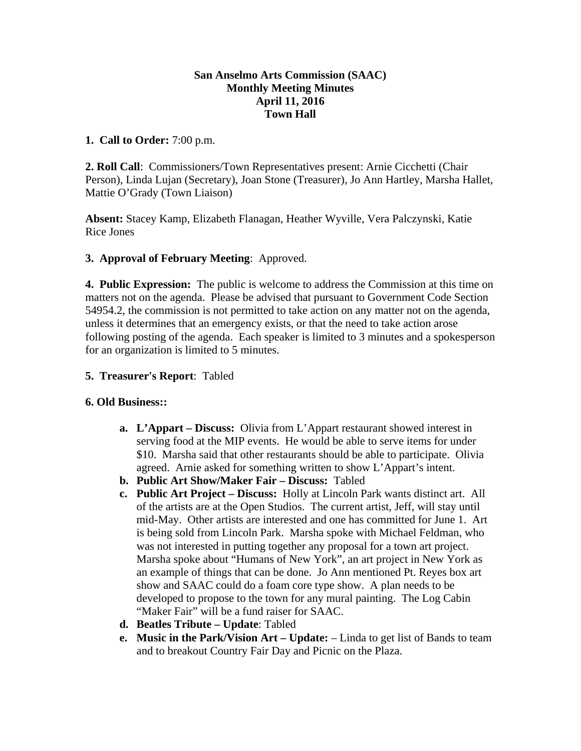**San Anselmo Arts Commission (SAAC)**
**Monthly Meeting Minutes**
**April 11, 2016**
**Town Hall**

**1. Call to Order:** 7:00 p.m.

**2. Roll Call**: Commissioners/Town Representatives present: Arnie Cicchetti (Chair Person), Linda Lujan (Secretary), Joan Stone (Treasurer), Jo Ann Hartley, Marsha Hallet, Mattie O'Grady (Town Liaison)

**Absent:** Stacey Kamp, Elizabeth Flanagan, Heather Wyville, Vera Palczynski, Katie Rice Jones

**3. Approval of February Meeting**: Approved.

**4. Public Expression:** The public is welcome to address the Commission at this time on matters not on the agenda. Please be advised that pursuant to Government Code Section 54954.2, the commission is not permitted to take action on any matter not on the agenda, unless it determines that an emergency exists, or that the need to take action arose following posting of the agenda. Each speaker is limited to 3 minutes and a spokesperson for an organization is limited to 5 minutes.

**5. Treasurer's Report**: Tabled

**6. Old Business::**

- **a. L'Appart – Discuss:** Olivia from L'Appart restaurant showed interest in serving food at the MIP events. He would be able to serve items for under $10. Marsha said that other restaurants should be able to participate. Olivia agreed. Arnie asked for something written to show L'Appart's intent.
- **b. Public Art Show/Maker Fair – Discuss:** Tabled
- **c. Public Art Project – Discuss:** Holly at Lincoln Park wants distinct art. All of the artists are at the Open Studios. The current artist, Jeff, will stay until mid-May. Other artists are interested and one has committed for June 1. Art is being sold from Lincoln Park. Marsha spoke with Michael Feldman, who was not interested in putting together any proposal for a town art project. Marsha spoke about "Humans of New York", an art project in New York as an example of things that can be done. Jo Ann mentioned Pt. Reyes box art show and SAAC could do a foam core type show. A plan needs to be developed to propose to the town for any mural painting. The Log Cabin "Maker Fair" will be a fund raiser for SAAC.
- **d. Beatles Tribute – Update**: Tabled
- **e. Music in the Park/Vision Art – Update:** – Linda to get list of Bands to team and to breakout Country Fair Day and Picnic on the Plaza.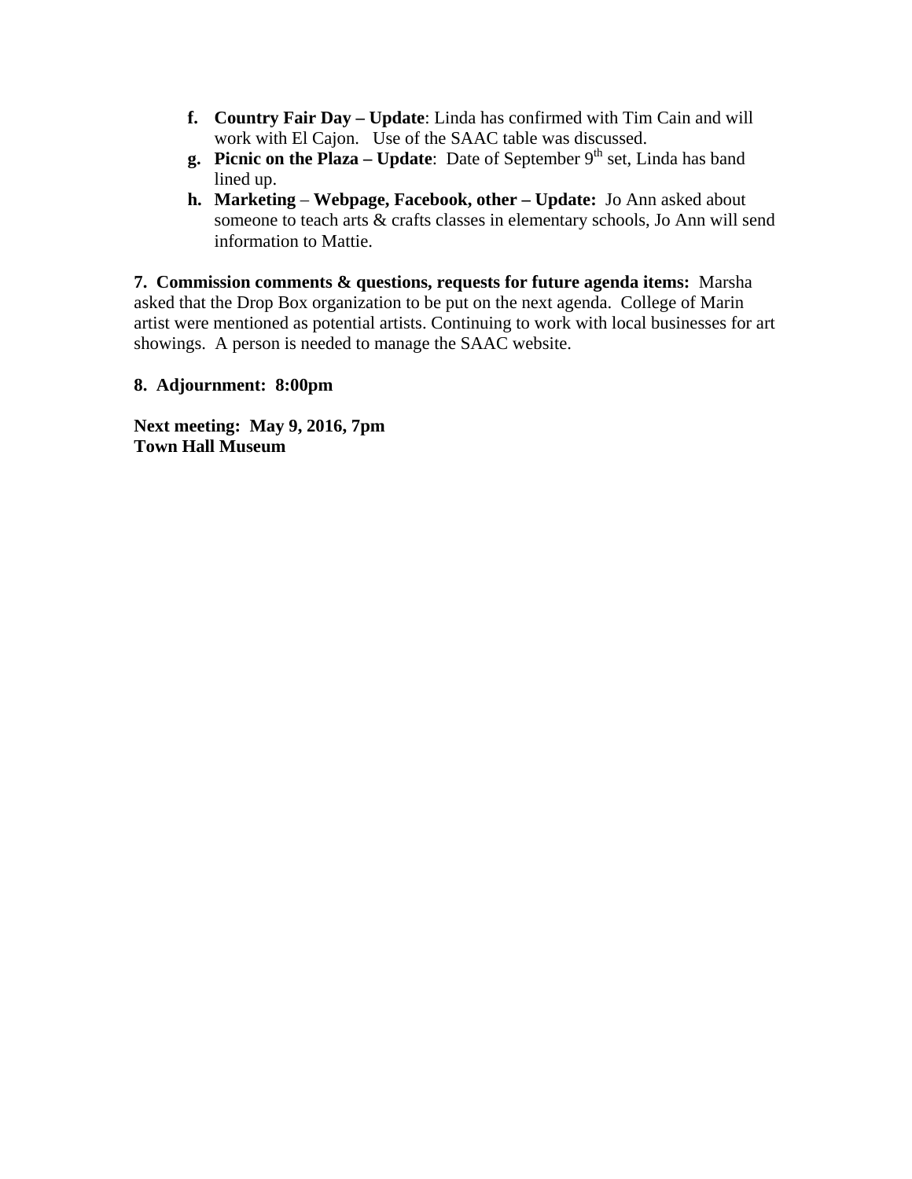f. **Country Fair Day – Update**: Linda has confirmed with Tim Cain and will work with El Cajon. Use of the SAAC table was discussed.

g. **Picnic on the Plaza – Update**: Date of September 9th set, Linda has band lined up.

h. **Marketing – Webpage, Facebook, other – Update:** Jo Ann asked about someone to teach arts & crafts classes in elementary schools, Jo Ann will send information to Mattie.

**7. Commission comments & questions, requests for future agenda items:** Marsha asked that the Drop Box organization to be put on the next agenda. College of Marin artist were mentioned as potential artists. Continuing to work with local businesses for art showings. A person is needed to manage the SAAC website.

**8. Adjournment: 8:00pm**

**Next meeting: May 9, 2016, 7pm**
**Town Hall Museum**